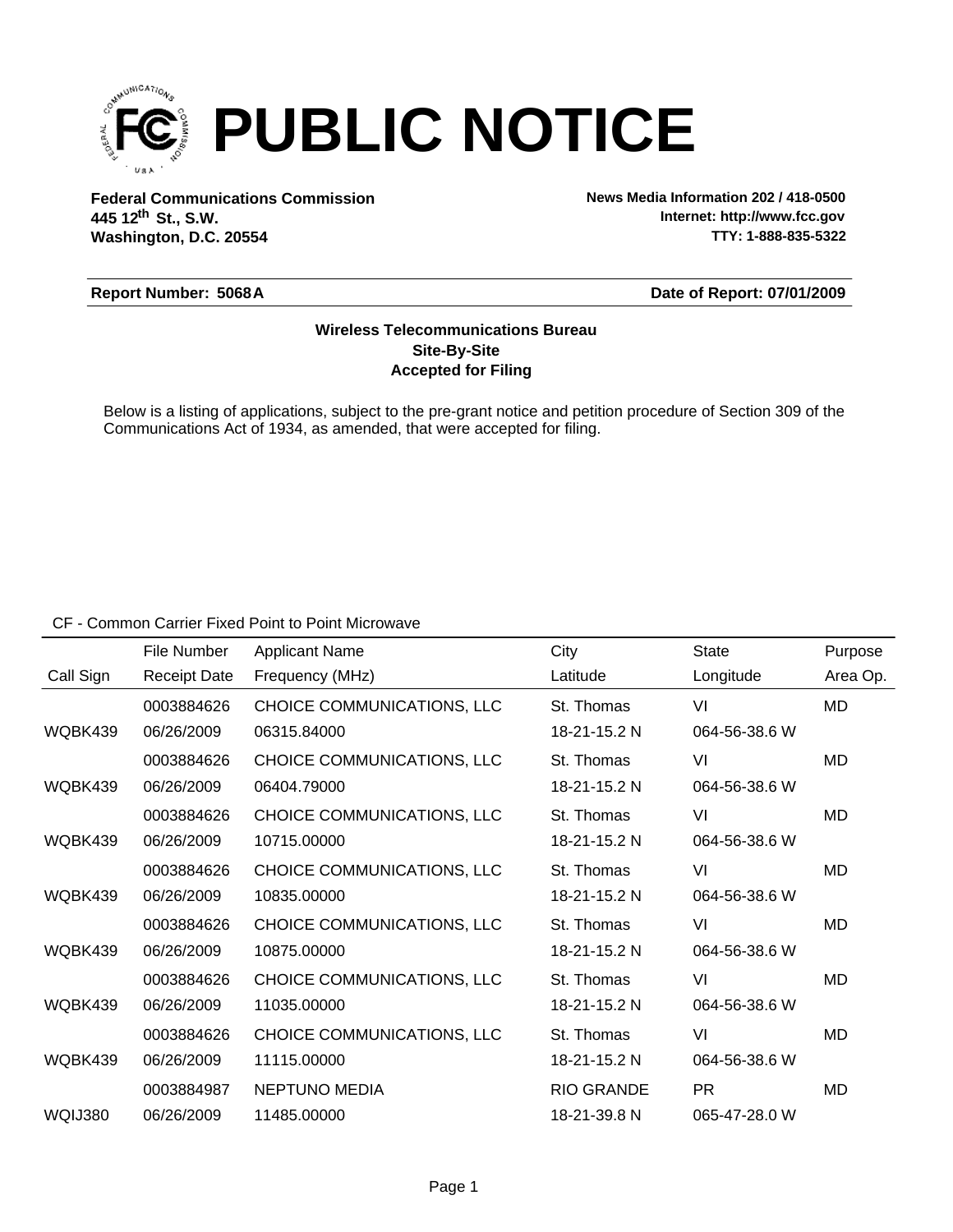# PUBLIC NOTICE

**Federal Communications Commission**
**445 12th St., S.W.**
**Washington, D.C. 20554**

**News Media Information 202 / 418-0500**
**Internet: http://www.fcc.gov**
**TTY: 1-888-835-5322**

**Report Number: 5068A** | **Date of Report: 07/01/2009**

**Wireless Telecommunications Bureau**
**Site-By-Site**
**Accepted for Filing**

Below is a listing of applications, subject to the pre-grant notice and petition procedure of Section 309 of the Communications Act of 1934, as amended, that were accepted for filing.

CF - Common Carrier Fixed Point to Point Microwave

| Call Sign | File Number / Receipt Date | Applicant Name / Frequency (MHz) | City / Latitude | State / Longitude | Purpose / Area Op. |
|---|---|---|---|---|---|
| | 0003884626 | CHOICE COMMUNICATIONS, LLC | St. Thomas | VI | MD |
| WQBK439 | 06/26/2009 | 06315.84000 | 18-21-15.2 N | 064-56-38.6 W | |
| | 0003884626 | CHOICE COMMUNICATIONS, LLC | St. Thomas | VI | MD |
| WQBK439 | 06/26/2009 | 06404.79000 | 18-21-15.2 N | 064-56-38.6 W | |
| | 0003884626 | CHOICE COMMUNICATIONS, LLC | St. Thomas | VI | MD |
| WQBK439 | 06/26/2009 | 10715.00000 | 18-21-15.2 N | 064-56-38.6 W | |
| | 0003884626 | CHOICE COMMUNICATIONS, LLC | St. Thomas | VI | MD |
| WQBK439 | 06/26/2009 | 10835.00000 | 18-21-15.2 N | 064-56-38.6 W | |
| | 0003884626 | CHOICE COMMUNICATIONS, LLC | St. Thomas | VI | MD |
| WQBK439 | 06/26/2009 | 10875.00000 | 18-21-15.2 N | 064-56-38.6 W | |
| | 0003884626 | CHOICE COMMUNICATIONS, LLC | St. Thomas | VI | MD |
| WQBK439 | 06/26/2009 | 11035.00000 | 18-21-15.2 N | 064-56-38.6 W | |
| | 0003884626 | CHOICE COMMUNICATIONS, LLC | St. Thomas | VI | MD |
| WQBK439 | 06/26/2009 | 11115.00000 | 18-21-15.2 N | 064-56-38.6 W | |
| | 0003884987 | NEPTUNO MEDIA | RIO GRANDE | PR | MD |
| WQIJ380 | 06/26/2009 | 11485.00000 | 18-21-39.8 N | 065-47-28.0 W | |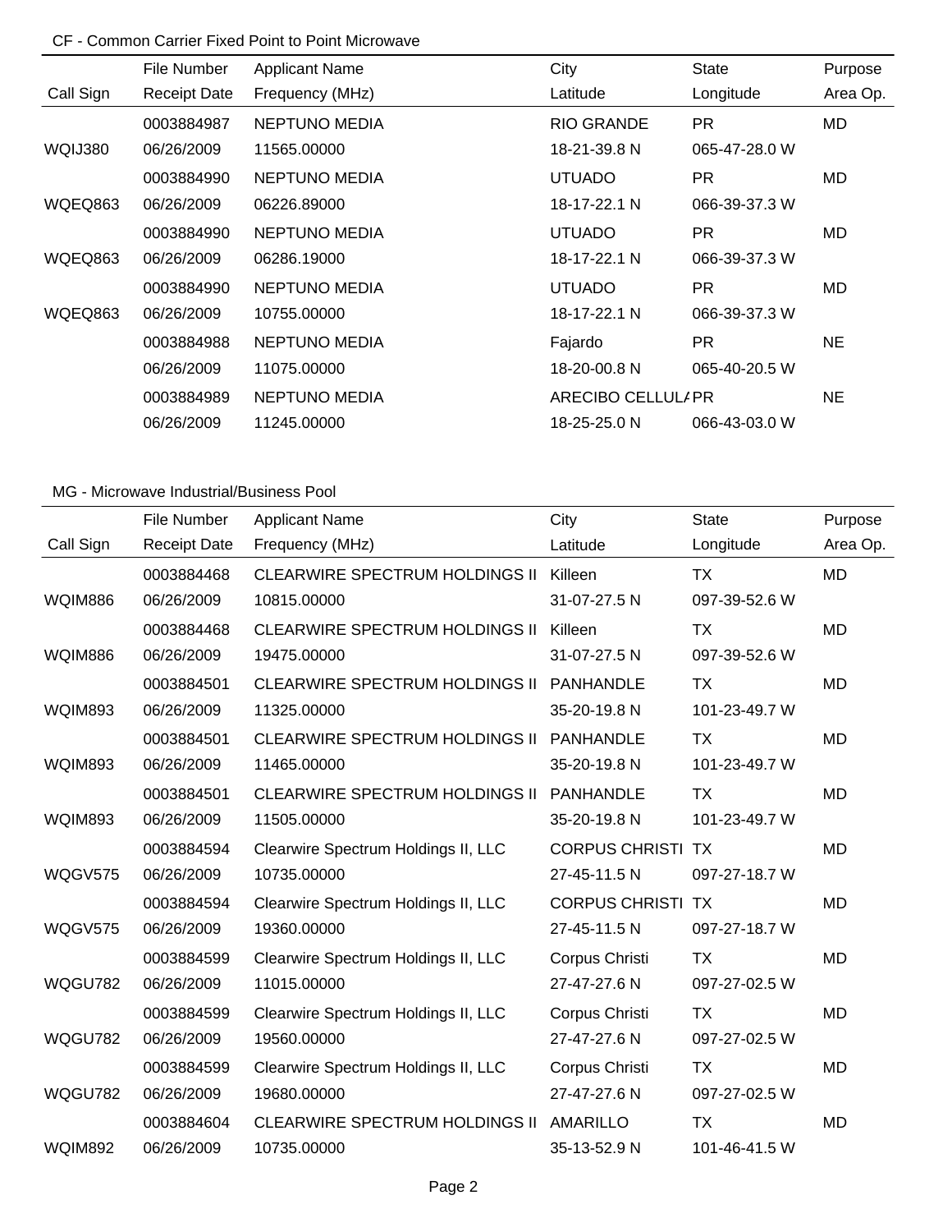CF - Common Carrier Fixed Point to Point Microwave

| Call Sign | File Number<br>Receipt Date | Applicant Name<br>Frequency (MHz) | City<br>Latitude | State<br>Longitude | Purpose<br>Area Op. |
|---|---|---|---|---|---|
| WQIJ380 | 0003884987<br>06/26/2009 | NEPTUNO MEDIA<br>11565.00000 | RIO GRANDE<br>18-21-39.8 N | PR<br>065-47-28.0 W | MD |
| WQEQ863 | 0003884990<br>06/26/2009 | NEPTUNO MEDIA<br>06226.89000 | UTUADO<br>18-17-22.1 N | PR<br>066-39-37.3 W | MD |
| WQEQ863 | 0003884990<br>06/26/2009 | NEPTUNO MEDIA<br>06286.19000 | UTUADO<br>18-17-22.1 N | PR<br>066-39-37.3 W | MD |
| WQEQ863 | 0003884990<br>06/26/2009 | NEPTUNO MEDIA<br>10755.00000 | UTUADO<br>18-17-22.1 N | PR<br>066-39-37.3 W | MD |
| | 0003884988<br>06/26/2009 | NEPTUNO MEDIA<br>11075.00000 | Fajardo<br>18-20-00.8 N | PR<br>065-40-20.5 W | NE |
| | 0003884989<br>06/26/2009 | NEPTUNO MEDIA<br>11245.00000 | ARECIBO CELLUL/<br>18-25-25.0 N | PR<br>066-43-03.0 W | NE |

MG - Microwave Industrial/Business Pool

| Call Sign | File Number<br>Receipt Date | Applicant Name<br>Frequency (MHz) | City<br>Latitude | State<br>Longitude | Purpose<br>Area Op. |
|---|---|---|---|---|---|
| WQIM886 | 0003884468<br>06/26/2009 | CLEARWIRE SPECTRUM HOLDINGS II<br>10815.00000 | Killeen<br>31-07-27.5 N | TX<br>097-39-52.6 W | MD |
| WQIM886 | 0003884468<br>06/26/2009 | CLEARWIRE SPECTRUM HOLDINGS II<br>19475.00000 | Killeen<br>31-07-27.5 N | TX<br>097-39-52.6 W | MD |
| WQIM893 | 0003884501<br>06/26/2009 | CLEARWIRE SPECTRUM HOLDINGS II<br>11325.00000 | PANHANDLE<br>35-20-19.8 N | TX<br>101-23-49.7 W | MD |
| WQIM893 | 0003884501<br>06/26/2009 | CLEARWIRE SPECTRUM HOLDINGS II<br>11465.00000 | PANHANDLE<br>35-20-19.8 N | TX<br>101-23-49.7 W | MD |
| WQIM893 | 0003884501<br>06/26/2009 | CLEARWIRE SPECTRUM HOLDINGS II<br>11505.00000 | PANHANDLE<br>35-20-19.8 N | TX<br>101-23-49.7 W | MD |
| WQGV575 | 0003884594<br>06/26/2009 | Clearwire Spectrum Holdings II, LLC<br>10735.00000 | CORPUS CHRISTI<br>27-45-11.5 N | TX<br>097-27-18.7 W | MD |
| WQGV575 | 0003884594<br>06/26/2009 | Clearwire Spectrum Holdings II, LLC<br>19360.00000 | CORPUS CHRISTI<br>27-45-11.5 N | TX<br>097-27-18.7 W | MD |
| WQGU782 | 0003884599<br>06/26/2009 | Clearwire Spectrum Holdings II, LLC<br>11015.00000 | Corpus Christi<br>27-47-27.6 N | TX<br>097-27-02.5 W | MD |
| WQGU782 | 0003884599<br>06/26/2009 | Clearwire Spectrum Holdings II, LLC<br>19560.00000 | Corpus Christi<br>27-47-27.6 N | TX<br>097-27-02.5 W | MD |
| WQGU782 | 0003884599<br>06/26/2009 | Clearwire Spectrum Holdings II, LLC<br>19680.00000 | Corpus Christi<br>27-47-27.6 N | TX<br>097-27-02.5 W | MD |
| WQIM892 | 0003884604<br>06/26/2009 | CLEARWIRE SPECTRUM HOLDINGS II<br>10735.00000 | AMARILLO<br>35-13-52.9 N | TX<br>101-46-41.5 W | MD |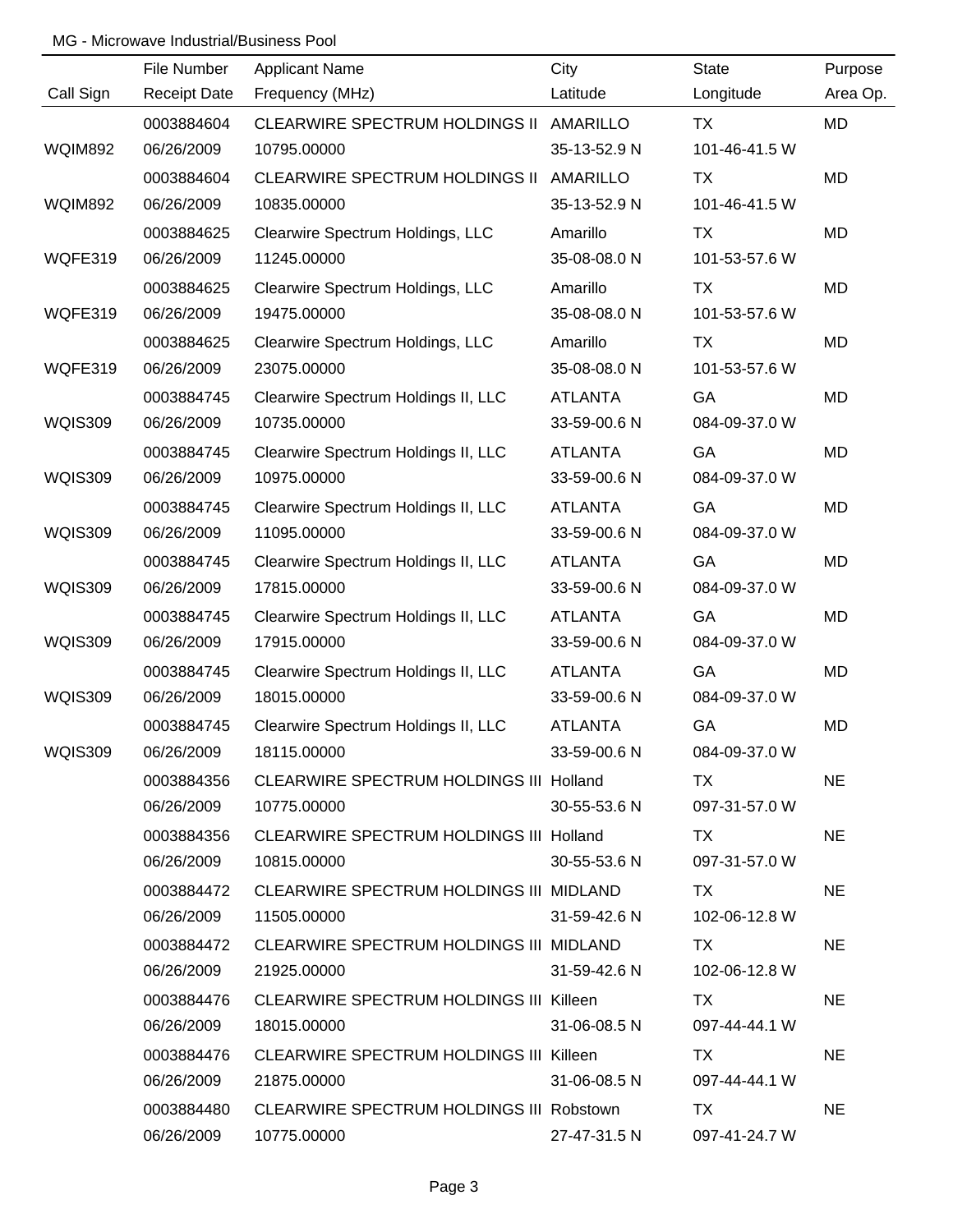MG - Microwave Industrial/Business Pool

| Call Sign | File Number<br>Receipt Date | Applicant Name<br>Frequency (MHz) | City<br>Latitude | State<br>Longitude | Purpose<br>Area Op. |
|---|---|---|---|---|---|
| WQIM892 | 0003884604<br>06/26/2009 | CLEARWIRE SPECTRUM HOLDINGS II<br>10795.00000 | AMARILLO<br>35-13-52.9 N | TX<br>101-46-41.5 W | MD |
| WQIM892 | 0003884604<br>06/26/2009 | CLEARWIRE SPECTRUM HOLDINGS II<br>10835.00000 | AMARILLO<br>35-13-52.9 N | TX<br>101-46-41.5 W | MD |
| WQFE319 | 0003884625<br>06/26/2009 | Clearwire Spectrum Holdings, LLC<br>11245.00000 | Amarillo<br>35-08-08.0 N | TX<br>101-53-57.6 W | MD |
| WQFE319 | 0003884625<br>06/26/2009 | Clearwire Spectrum Holdings, LLC<br>19475.00000 | Amarillo<br>35-08-08.0 N | TX<br>101-53-57.6 W | MD |
| WQFE319 | 0003884625<br>06/26/2009 | Clearwire Spectrum Holdings, LLC<br>23075.00000 | Amarillo<br>35-08-08.0 N | TX<br>101-53-57.6 W | MD |
| WQIS309 | 0003884745<br>06/26/2009 | Clearwire Spectrum Holdings II, LLC<br>10735.00000 | ATLANTA<br>33-59-00.6 N | GA<br>084-09-37.0 W | MD |
| WQIS309 | 0003884745<br>06/26/2009 | Clearwire Spectrum Holdings II, LLC<br>10975.00000 | ATLANTA<br>33-59-00.6 N | GA<br>084-09-37.0 W | MD |
| WQIS309 | 0003884745<br>06/26/2009 | Clearwire Spectrum Holdings II, LLC<br>11095.00000 | ATLANTA<br>33-59-00.6 N | GA<br>084-09-37.0 W | MD |
| WQIS309 | 0003884745<br>06/26/2009 | Clearwire Spectrum Holdings II, LLC<br>17815.00000 | ATLANTA<br>33-59-00.6 N | GA<br>084-09-37.0 W | MD |
| WQIS309 | 0003884745<br>06/26/2009 | Clearwire Spectrum Holdings II, LLC<br>17915.00000 | ATLANTA<br>33-59-00.6 N | GA<br>084-09-37.0 W | MD |
| WQIS309 | 0003884745<br>06/26/2009 | Clearwire Spectrum Holdings II, LLC<br>18015.00000 | ATLANTA<br>33-59-00.6 N | GA<br>084-09-37.0 W | MD |
| WQIS309 | 0003884745<br>06/26/2009 | Clearwire Spectrum Holdings II, LLC<br>18115.00000 | ATLANTA<br>33-59-00.6 N | GA<br>084-09-37.0 W | MD |
| | 0003884356<br>06/26/2009 | CLEARWIRE SPECTRUM HOLDINGS III<br>10775.00000 | Holland<br>30-55-53.6 N | TX<br>097-31-57.0 W | NE |
| | 0003884356<br>06/26/2009 | CLEARWIRE SPECTRUM HOLDINGS III<br>10815.00000 | Holland<br>30-55-53.6 N | TX<br>097-31-57.0 W | NE |
| | 0003884472<br>06/26/2009 | CLEARWIRE SPECTRUM HOLDINGS III<br>11505.00000 | MIDLAND<br>31-59-42.6 N | TX<br>102-06-12.8 W | NE |
| | 0003884472<br>06/26/2009 | CLEARWIRE SPECTRUM HOLDINGS III<br>21925.00000 | MIDLAND<br>31-59-42.6 N | TX<br>102-06-12.8 W | NE |
| | 0003884476<br>06/26/2009 | CLEARWIRE SPECTRUM HOLDINGS III<br>18015.00000 | Killeen<br>31-06-08.5 N | TX<br>097-44-44.1 W | NE |
| | 0003884476<br>06/26/2009 | CLEARWIRE SPECTRUM HOLDINGS III<br>21875.00000 | Killeen<br>31-06-08.5 N | TX<br>097-44-44.1 W | NE |
| | 0003884480<br>06/26/2009 | CLEARWIRE SPECTRUM HOLDINGS III<br>10775.00000 | Robstown<br>27-47-31.5 N | TX<br>097-41-24.7 W | NE |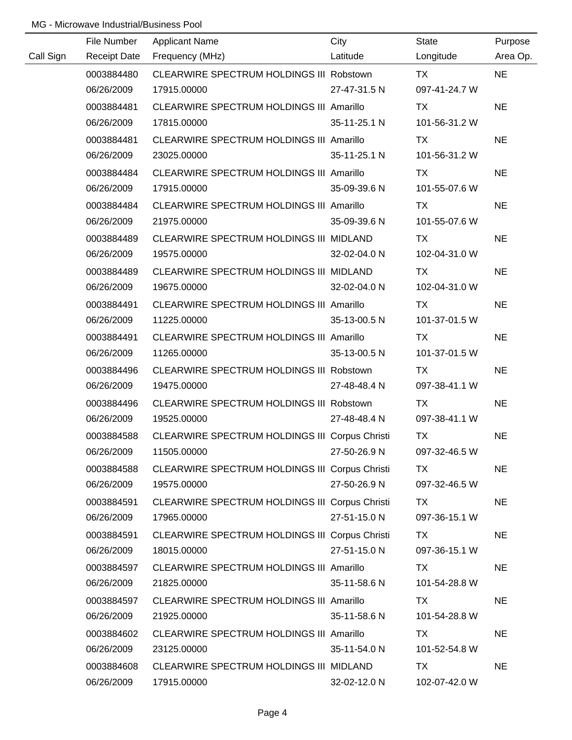MG - Microwave Industrial/Business Pool

| Call Sign | File Number<br>Receipt Date | Applicant Name<br>Frequency (MHz) | City<br>Latitude | State<br>Longitude | Purpose<br>Area Op. |
|---|---|---|---|---|---|
| | 0003884480<br>06/26/2009 | CLEARWIRE SPECTRUM HOLDINGS III<br>17915.00000 | Robstown<br>27-47-31.5 N | TX<br>097-41-24.7 W | NE |
| | 0003884481<br>06/26/2009 | CLEARWIRE SPECTRUM HOLDINGS III<br>17815.00000 | Amarillo<br>35-11-25.1 N | TX<br>101-56-31.2 W | NE |
| | 0003884481<br>06/26/2009 | CLEARWIRE SPECTRUM HOLDINGS III<br>23025.00000 | Amarillo<br>35-11-25.1 N | TX<br>101-56-31.2 W | NE |
| | 0003884484<br>06/26/2009 | CLEARWIRE SPECTRUM HOLDINGS III<br>17915.00000 | Amarillo<br>35-09-39.6 N | TX<br>101-55-07.6 W | NE |
| | 0003884484<br>06/26/2009 | CLEARWIRE SPECTRUM HOLDINGS III<br>21975.00000 | Amarillo<br>35-09-39.6 N | TX<br>101-55-07.6 W | NE |
| | 0003884489<br>06/26/2009 | CLEARWIRE SPECTRUM HOLDINGS III<br>19575.00000 | MIDLAND<br>32-02-04.0 N | TX<br>102-04-31.0 W | NE |
| | 0003884489<br>06/26/2009 | CLEARWIRE SPECTRUM HOLDINGS III<br>19675.00000 | MIDLAND<br>32-02-04.0 N | TX<br>102-04-31.0 W | NE |
| | 0003884491<br>06/26/2009 | CLEARWIRE SPECTRUM HOLDINGS III<br>11225.00000 | Amarillo<br>35-13-00.5 N | TX<br>101-37-01.5 W | NE |
| | 0003884491<br>06/26/2009 | CLEARWIRE SPECTRUM HOLDINGS III<br>11265.00000 | Amarillo<br>35-13-00.5 N | TX<br>101-37-01.5 W | NE |
| | 0003884496<br>06/26/2009 | CLEARWIRE SPECTRUM HOLDINGS III<br>19475.00000 | Robstown<br>27-48-48.4 N | TX<br>097-38-41.1 W | NE |
| | 0003884496<br>06/26/2009 | CLEARWIRE SPECTRUM HOLDINGS III<br>19525.00000 | Robstown<br>27-48-48.4 N | TX<br>097-38-41.1 W | NE |
| | 0003884588<br>06/26/2009 | CLEARWIRE SPECTRUM HOLDINGS III<br>11505.00000 | Corpus Christi<br>27-50-26.9 N | TX<br>097-32-46.5 W | NE |
| | 0003884588<br>06/26/2009 | CLEARWIRE SPECTRUM HOLDINGS III<br>19575.00000 | Corpus Christi<br>27-50-26.9 N | TX<br>097-32-46.5 W | NE |
| | 0003884591<br>06/26/2009 | CLEARWIRE SPECTRUM HOLDINGS III<br>17965.00000 | Corpus Christi<br>27-51-15.0 N | TX<br>097-36-15.1 W | NE |
| | 0003884591<br>06/26/2009 | CLEARWIRE SPECTRUM HOLDINGS III<br>18015.00000 | Corpus Christi<br>27-51-15.0 N | TX<br>097-36-15.1 W | NE |
| | 0003884597<br>06/26/2009 | CLEARWIRE SPECTRUM HOLDINGS III<br>21825.00000 | Amarillo<br>35-11-58.6 N | TX<br>101-54-28.8 W | NE |
| | 0003884597<br>06/26/2009 | CLEARWIRE SPECTRUM HOLDINGS III<br>21925.00000 | Amarillo<br>35-11-58.6 N | TX<br>101-54-28.8 W | NE |
| | 0003884602<br>06/26/2009 | CLEARWIRE SPECTRUM HOLDINGS III<br>23125.00000 | Amarillo<br>35-11-54.0 N | TX<br>101-52-54.8 W | NE |
| | 0003884608<br>06/26/2009 | CLEARWIRE SPECTRUM HOLDINGS III<br>17915.00000 | MIDLAND<br>32-02-12.0 N | TX<br>102-07-42.0 W | NE |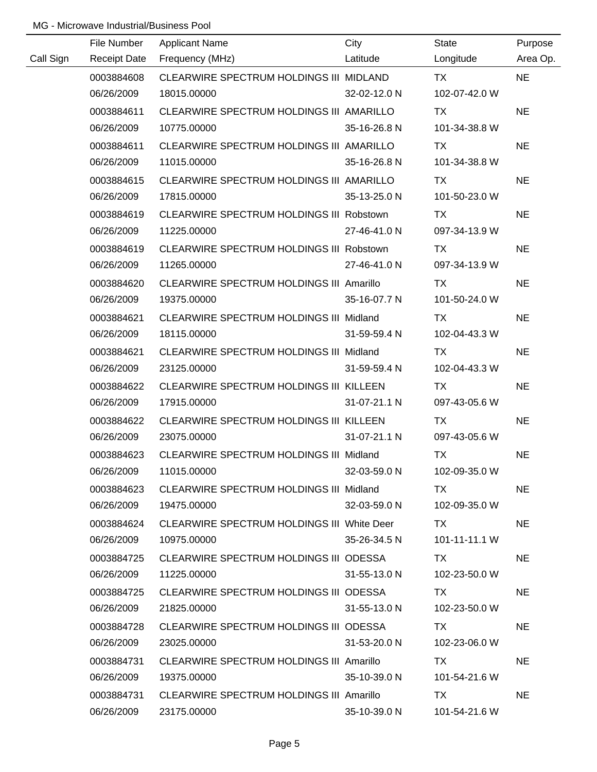MG - Microwave Industrial/Business Pool

| Call Sign | File Number / Receipt Date | Applicant Name / Frequency (MHz) | City / Latitude | State / Longitude | Purpose / Area Op. |
|---|---|---|---|---|---|
| | 0003884608 | CLEARWIRE SPECTRUM HOLDINGS III | MIDLAND | TX | NE |
| | 06/26/2009 | 18015.00000 | 32-02-12.0 N | 102-07-42.0 W | |
| | 0003884611 | CLEARWIRE SPECTRUM HOLDINGS III | AMARILLO | TX | NE |
| | 06/26/2009 | 10775.00000 | 35-16-26.8 N | 101-34-38.8 W | |
| | 0003884611 | CLEARWIRE SPECTRUM HOLDINGS III | AMARILLO | TX | NE |
| | 06/26/2009 | 11015.00000 | 35-16-26.8 N | 101-34-38.8 W | |
| | 0003884615 | CLEARWIRE SPECTRUM HOLDINGS III | AMARILLO | TX | NE |
| | 06/26/2009 | 17815.00000 | 35-13-25.0 N | 101-50-23.0 W | |
| | 0003884619 | CLEARWIRE SPECTRUM HOLDINGS III | Robstown | TX | NE |
| | 06/26/2009 | 11225.00000 | 27-46-41.0 N | 097-34-13.9 W | |
| | 0003884619 | CLEARWIRE SPECTRUM HOLDINGS III | Robstown | TX | NE |
| | 06/26/2009 | 11265.00000 | 27-46-41.0 N | 097-34-13.9 W | |
| | 0003884620 | CLEARWIRE SPECTRUM HOLDINGS III | Amarillo | TX | NE |
| | 06/26/2009 | 19375.00000 | 35-16-07.7 N | 101-50-24.0 W | |
| | 0003884621 | CLEARWIRE SPECTRUM HOLDINGS III | Midland | TX | NE |
| | 06/26/2009 | 18115.00000 | 31-59-59.4 N | 102-04-43.3 W | |
| | 0003884621 | CLEARWIRE SPECTRUM HOLDINGS III | Midland | TX | NE |
| | 06/26/2009 | 23125.00000 | 31-59-59.4 N | 102-04-43.3 W | |
| | 0003884622 | CLEARWIRE SPECTRUM HOLDINGS III | KILLEEN | TX | NE |
| | 06/26/2009 | 17915.00000 | 31-07-21.1 N | 097-43-05.6 W | |
| | 0003884622 | CLEARWIRE SPECTRUM HOLDINGS III | KILLEEN | TX | NE |
| | 06/26/2009 | 23075.00000 | 31-07-21.1 N | 097-43-05.6 W | |
| | 0003884623 | CLEARWIRE SPECTRUM HOLDINGS III | Midland | TX | NE |
| | 06/26/2009 | 11015.00000 | 32-03-59.0 N | 102-09-35.0 W | |
| | 0003884623 | CLEARWIRE SPECTRUM HOLDINGS III | Midland | TX | NE |
| | 06/26/2009 | 19475.00000 | 32-03-59.0 N | 102-09-35.0 W | |
| | 0003884624 | CLEARWIRE SPECTRUM HOLDINGS III | White Deer | TX | NE |
| | 06/26/2009 | 10975.00000 | 35-26-34.5 N | 101-11-11.1 W | |
| | 0003884725 | CLEARWIRE SPECTRUM HOLDINGS III | ODESSA | TX | NE |
| | 06/26/2009 | 11225.00000 | 31-55-13.0 N | 102-23-50.0 W | |
| | 0003884725 | CLEARWIRE SPECTRUM HOLDINGS III | ODESSA | TX | NE |
| | 06/26/2009 | 21825.00000 | 31-55-13.0 N | 102-23-50.0 W | |
| | 0003884728 | CLEARWIRE SPECTRUM HOLDINGS III | ODESSA | TX | NE |
| | 06/26/2009 | 23025.00000 | 31-53-20.0 N | 102-23-06.0 W | |
| | 0003884731 | CLEARWIRE SPECTRUM HOLDINGS III | Amarillo | TX | NE |
| | 06/26/2009 | 19375.00000 | 35-10-39.0 N | 101-54-21.6 W | |
| | 0003884731 | CLEARWIRE SPECTRUM HOLDINGS III | Amarillo | TX | NE |
| | 06/26/2009 | 23175.00000 | 35-10-39.0 N | 101-54-21.6 W | |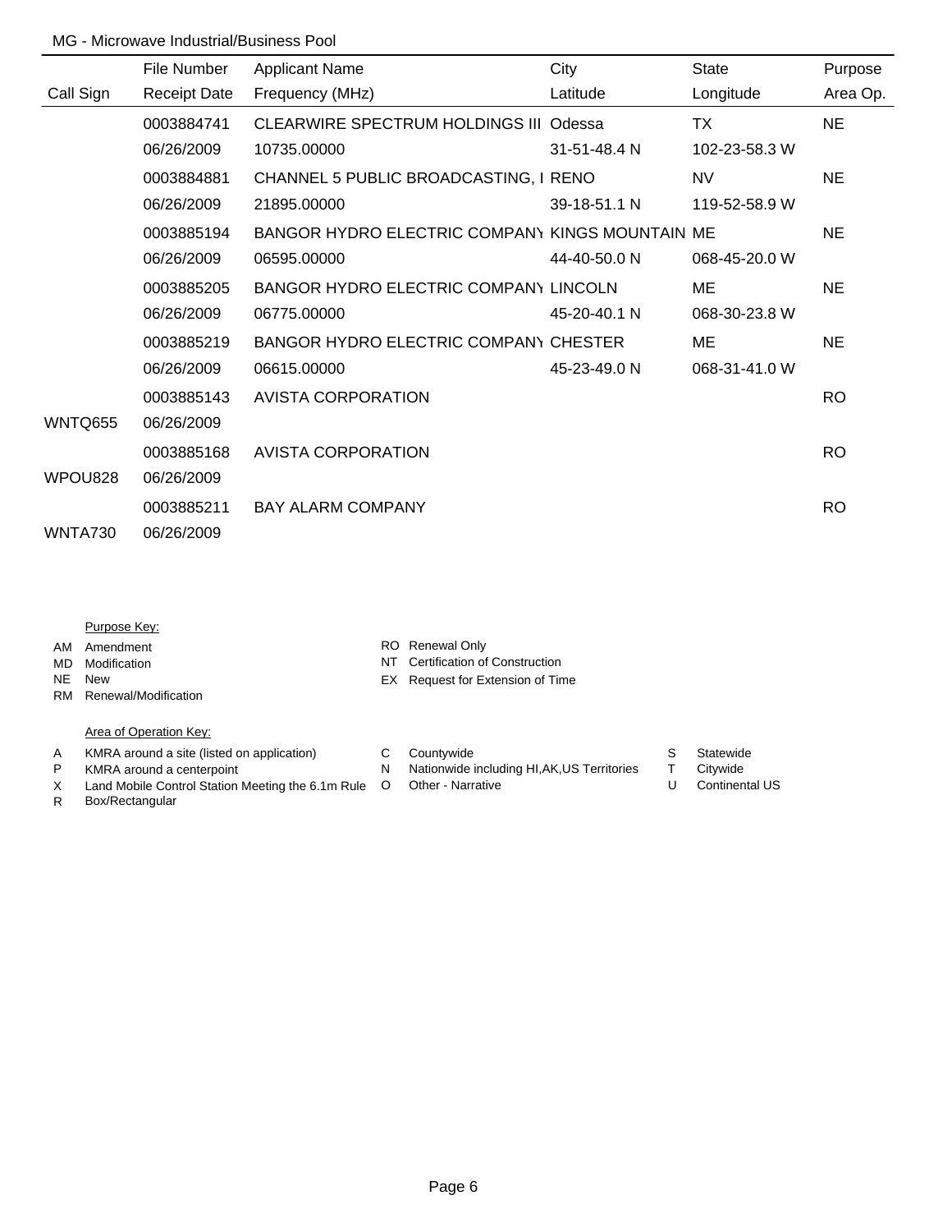MG - Microwave Industrial/Business Pool

| Call Sign | File Number<br>Receipt Date | Applicant Name<br>Frequency (MHz) | City<br>Latitude | State<br>Longitude | Purpose<br>Area Op. |
|---|---|---|---|---|---|
| | 0003884741<br>06/26/2009 | CLEARWIRE SPECTRUM HOLDINGS III<br>10735.00000 | Odessa<br>31-51-48.4 N | TX<br>102-23-58.3 W | NE |
| | 0003884881<br>06/26/2009 | CHANNEL 5 PUBLIC BROADCASTING, I<br>21895.00000 | RENO<br>39-18-51.1 N | NV<br>119-52-58.9 W | NE |
| | 0003885194<br>06/26/2009 | BANGOR HYDRO ELECTRIC COMPANY<br>06595.00000 | KINGS MOUNTAIN<br>44-40-50.0 N | ME<br>068-45-20.0 W | NE |
| | 0003885205<br>06/26/2009 | BANGOR HYDRO ELECTRIC COMPANY<br>06775.00000 | LINCOLN<br>45-20-40.1 N | ME<br>068-30-23.8 W | NE |
| | 0003885219<br>06/26/2009 | BANGOR HYDRO ELECTRIC COMPANY<br>06615.00000 | CHESTER<br>45-23-49.0 N | ME<br>068-31-41.0 W | NE |
| WNTQ655 | 0003885143<br>06/26/2009 | AVISTA CORPORATION | | | RO |
| WPOU828 | 0003885168<br>06/26/2009 | AVISTA CORPORATION | | | RO |
| WNTA730 | 0003885211<br>06/26/2009 | BAY ALARM COMPANY | | | RO |

Purpose Key:

- AM Amendment
- MD Modification
- NE New
- RM Renewal/Modification
- RO Renewal Only
- NT Certification of Construction
- EX Request for Extension of Time

Area of Operation Key:

- A KMRA around a site (listed on application)
- P KMRA around a centerpoint
- X Land Mobile Control Station Meeting the 6.1m Rule
- R Box/Rectangular
- C Countywide
- N Nationwide including HI,AK,US Territories
- O Other - Narrative
- S Statewide
- T Citywide
- U Continental US